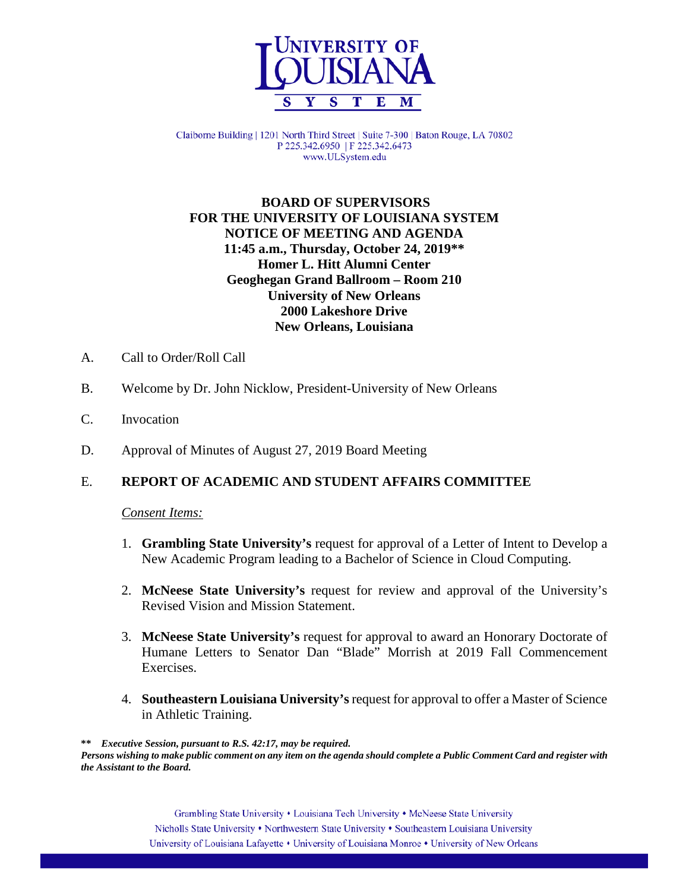# UNIVERSITY OF LOUISIANA SYSTEM

Claiborne Building | 1201 North Third Street | Suite 7-300 | Baton Rouge, LA 70802
P 225.342.6950 | F 225.342.6473
www.ULSystem.edu

**BOARD OF SUPERVISORS**
**FOR THE UNIVERSITY OF LOUISIANA SYSTEM**
**NOTICE OF MEETING AND AGENDA**
**11:45 a.m., Thursday, October 24, 2019****
**Homer L. Hitt Alumni Center**
**Geoghegan Grand Ballroom – Room 210**
**University of New Orleans**
**2000 Lakeshore Drive**
**New Orleans, Louisiana**

A. Call to Order/Roll Call

B. Welcome by Dr. John Nicklow, President-University of New Orleans

C. Invocation

D. Approval of Minutes of August 27, 2019 Board Meeting

E. **REPORT OF ACADEMIC AND STUDENT AFFAIRS COMMITTEE**

*Consent Items:*

1. **Grambling State University's** request for approval of a Letter of Intent to Develop a New Academic Program leading to a Bachelor of Science in Cloud Computing.

2. **McNeese State University's** request for review and approval of the University's Revised Vision and Mission Statement.

3. **McNeese State University's** request for approval to award an Honorary Doctorate of Humane Letters to Senator Dan "Blade" Morrish at 2019 Fall Commencement Exercises.

4. **Southeastern Louisiana University's** request for approval to offer a Master of Science in Athletic Training.

***\* Executive Session, pursuant to R.S. 42:17, may be required.***
***Persons wishing to make public comment on any item on the agenda should complete a Public Comment Card and register with the Assistant to the Board.***

Grambling State University • Louisiana Tech University • McNeese State University
Nicholls State University • Northwestern State University • Southeastern Louisiana University
University of Louisiana Lafayette • University of Louisiana Monroe • University of New Orleans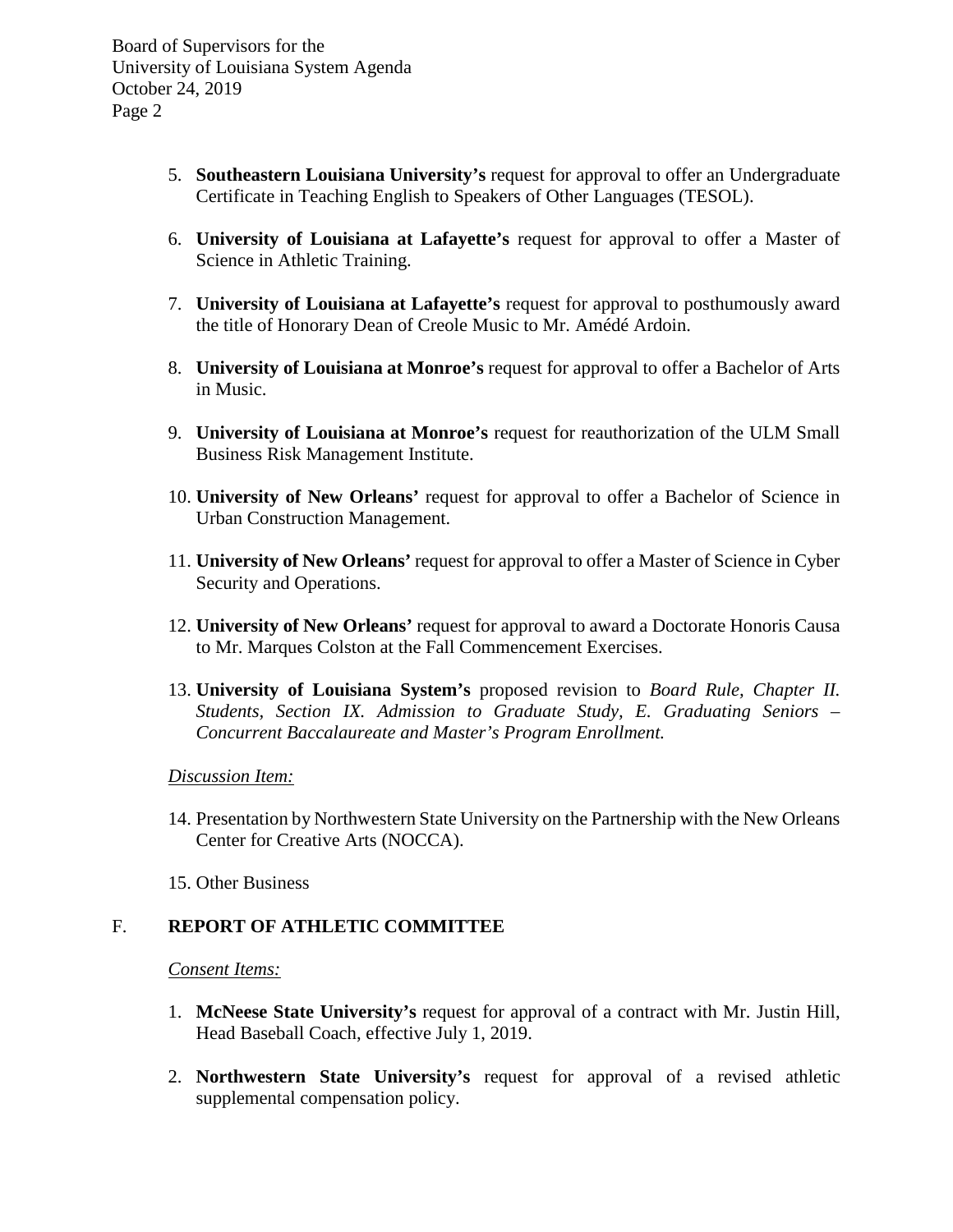5. **Southeastern Louisiana University's** request for approval to offer an Undergraduate Certificate in Teaching English to Speakers of Other Languages (TESOL).

6. **University of Louisiana at Lafayette's** request for approval to offer a Master of Science in Athletic Training.

7. **University of Louisiana at Lafayette's** request for approval to posthumously award the title of Honorary Dean of Creole Music to Mr. Amédé Ardoin.

8. **University of Louisiana at Monroe's** request for approval to offer a Bachelor of Arts in Music.

9. **University of Louisiana at Monroe's** request for reauthorization of the ULM Small Business Risk Management Institute.

10. **University of New Orleans'** request for approval to offer a Bachelor of Science in Urban Construction Management.

11. **University of New Orleans'** request for approval to offer a Master of Science in Cyber Security and Operations.

12. **University of New Orleans'** request for approval to award a Doctorate Honoris Causa to Mr. Marques Colston at the Fall Commencement Exercises.

13. **University of Louisiana System's** proposed revision to *Board Rule, Chapter II. Students, Section IX. Admission to Graduate Study, E. Graduating Seniors – Concurrent Baccalaureate and Master's Program Enrollment.*

*Discussion Item:*

14. Presentation by Northwestern State University on the Partnership with the New Orleans Center for Creative Arts (NOCCA).

15. Other Business

## F. REPORT OF ATHLETIC COMMITTEE

*Consent Items:*

1. **McNeese State University's** request for approval of a contract with Mr. Justin Hill, Head Baseball Coach, effective July 1, 2019.

2. **Northwestern State University's** request for approval of a revised athletic supplemental compensation policy.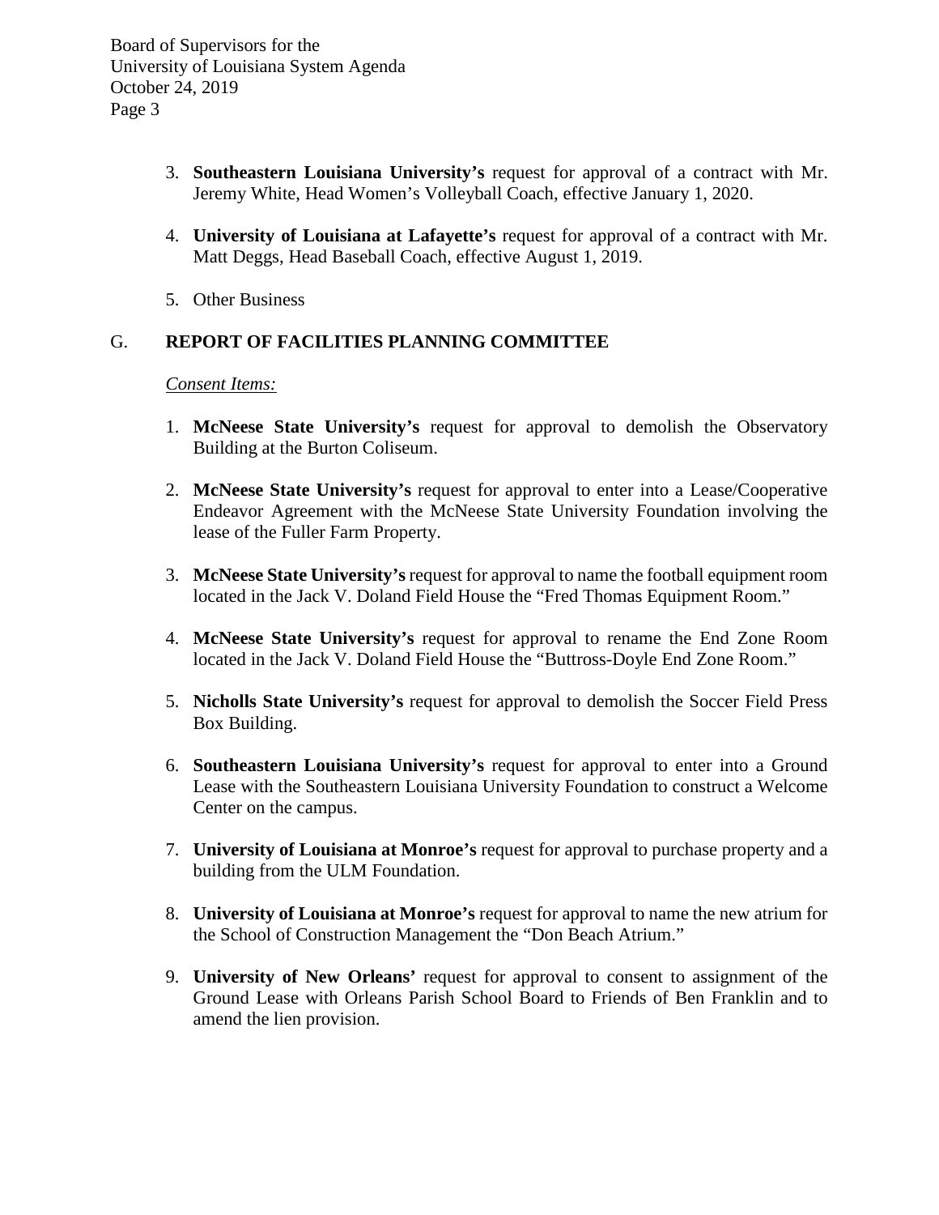3. **Southeastern Louisiana University's** request for approval of a contract with Mr. Jeremy White, Head Women's Volleyball Coach, effective January 1, 2020.

4. **University of Louisiana at Lafayette's** request for approval of a contract with Mr. Matt Deggs, Head Baseball Coach, effective August 1, 2019.

5. Other Business

G. **REPORT OF FACILITIES PLANNING COMMITTEE**

*Consent Items:*

1. **McNeese State University's** request for approval to demolish the Observatory Building at the Burton Coliseum.

2. **McNeese State University's** request for approval to enter into a Lease/Cooperative Endeavor Agreement with the McNeese State University Foundation involving the lease of the Fuller Farm Property.

3. **McNeese State University's** request for approval to name the football equipment room located in the Jack V. Doland Field House the "Fred Thomas Equipment Room."

4. **McNeese State University's** request for approval to rename the End Zone Room located in the Jack V. Doland Field House the "Buttross-Doyle End Zone Room."

5. **Nicholls State University's** request for approval to demolish the Soccer Field Press Box Building.

6. **Southeastern Louisiana University's** request for approval to enter into a Ground Lease with the Southeastern Louisiana University Foundation to construct a Welcome Center on the campus.

7. **University of Louisiana at Monroe's** request for approval to purchase property and a building from the ULM Foundation.

8. **University of Louisiana at Monroe's** request for approval to name the new atrium for the School of Construction Management the "Don Beach Atrium."

9. **University of New Orleans'** request for approval to consent to assignment of the Ground Lease with Orleans Parish School Board to Friends of Ben Franklin and to amend the lien provision.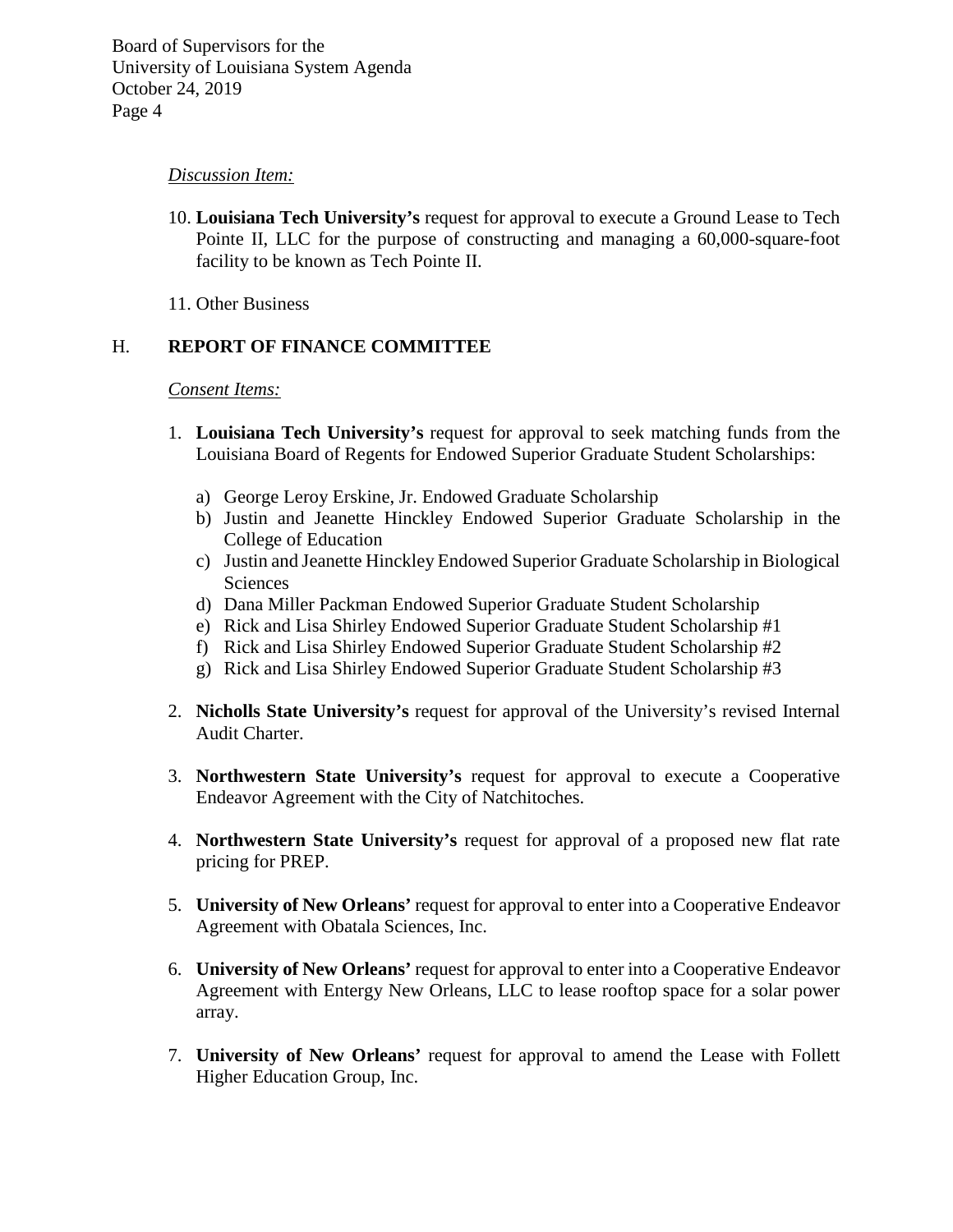*Discussion Item:*

10. **Louisiana Tech University's** request for approval to execute a Ground Lease to Tech Pointe II, LLC for the purpose of constructing and managing a 60,000-square-foot facility to be known as Tech Pointe II.

11. Other Business

## H. REPORT OF FINANCE COMMITTEE

*Consent Items:*

1. **Louisiana Tech University's** request for approval to seek matching funds from the Louisiana Board of Regents for Endowed Superior Graduate Student Scholarships:

   a) George Leroy Erskine, Jr. Endowed Graduate Scholarship
   b) Justin and Jeanette Hinckley Endowed Superior Graduate Scholarship in the College of Education
   c) Justin and Jeanette Hinckley Endowed Superior Graduate Scholarship in Biological Sciences
   d) Dana Miller Packman Endowed Superior Graduate Student Scholarship
   e) Rick and Lisa Shirley Endowed Superior Graduate Student Scholarship #1
   f) Rick and Lisa Shirley Endowed Superior Graduate Student Scholarship #2
   g) Rick and Lisa Shirley Endowed Superior Graduate Student Scholarship #3

2. **Nicholls State University's** request for approval of the University's revised Internal Audit Charter.

3. **Northwestern State University's** request for approval to execute a Cooperative Endeavor Agreement with the City of Natchitoches.

4. **Northwestern State University's** request for approval of a proposed new flat rate pricing for PREP.

5. **University of New Orleans'** request for approval to enter into a Cooperative Endeavor Agreement with Obatala Sciences, Inc.

6. **University of New Orleans'** request for approval to enter into a Cooperative Endeavor Agreement with Entergy New Orleans, LLC to lease rooftop space for a solar power array.

7. **University of New Orleans'** request for approval to amend the Lease with Follett Higher Education Group, Inc.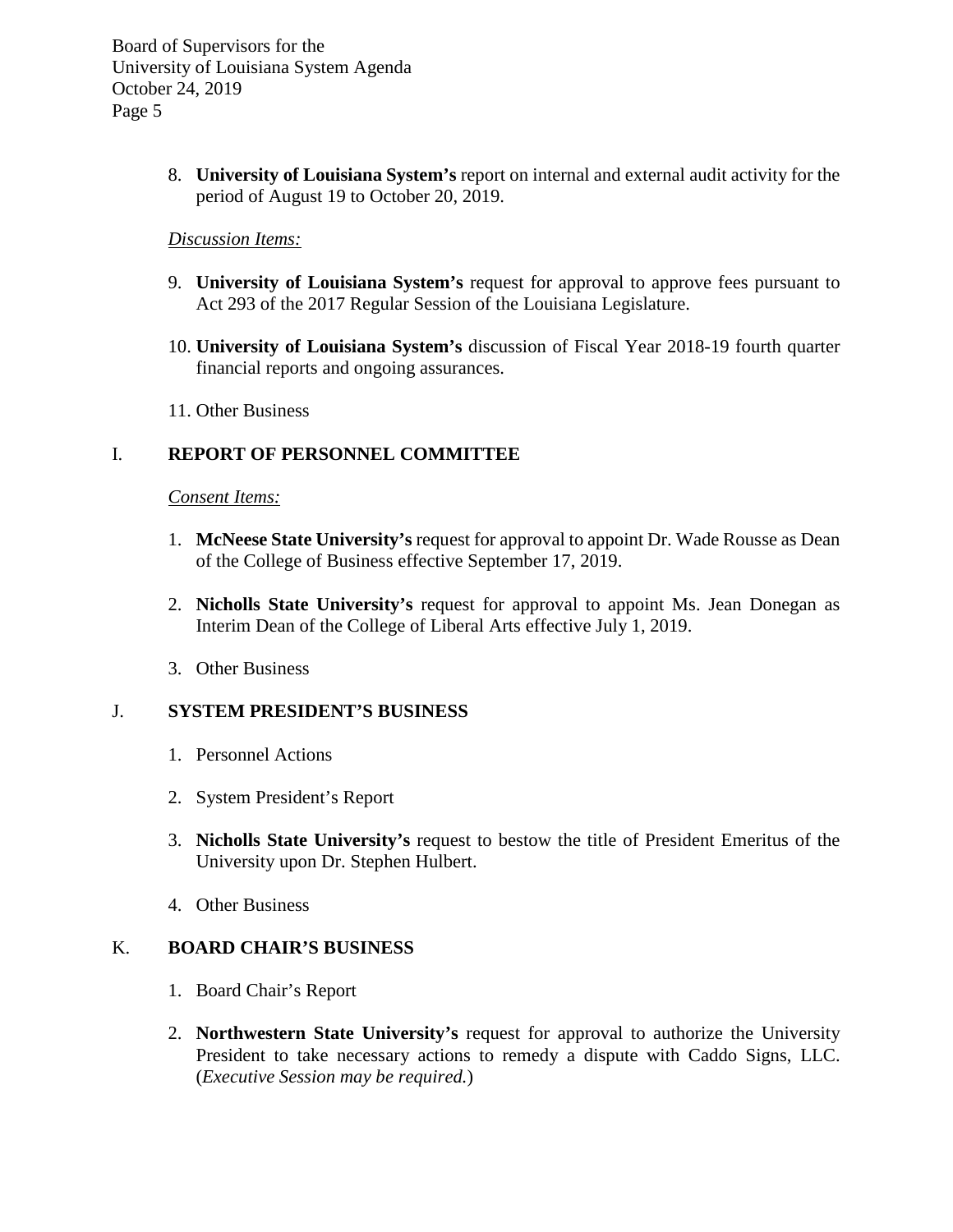8. **University of Louisiana System's** report on internal and external audit activity for the period of August 19 to October 20, 2019.

*Discussion Items:*

9. **University of Louisiana System's** request for approval to approve fees pursuant to Act 293 of the 2017 Regular Session of the Louisiana Legislature.

10. **University of Louisiana System's** discussion of Fiscal Year 2018-19 fourth quarter financial reports and ongoing assurances.

11. Other Business

## I. REPORT OF PERSONNEL COMMITTEE

*Consent Items:*

1. **McNeese State University's** request for approval to appoint Dr. Wade Rousse as Dean of the College of Business effective September 17, 2019.

2. **Nicholls State University's** request for approval to appoint Ms. Jean Donegan as Interim Dean of the College of Liberal Arts effective July 1, 2019.

3. Other Business

## J. SYSTEM PRESIDENT'S BUSINESS

1. Personnel Actions

2. System President's Report

3. **Nicholls State University's** request to bestow the title of President Emeritus of the University upon Dr. Stephen Hulbert.

4. Other Business

## K. BOARD CHAIR'S BUSINESS

1. Board Chair's Report

2. **Northwestern State University's** request for approval to authorize the University President to take necessary actions to remedy a dispute with Caddo Signs, LLC. (*Executive Session may be required.*)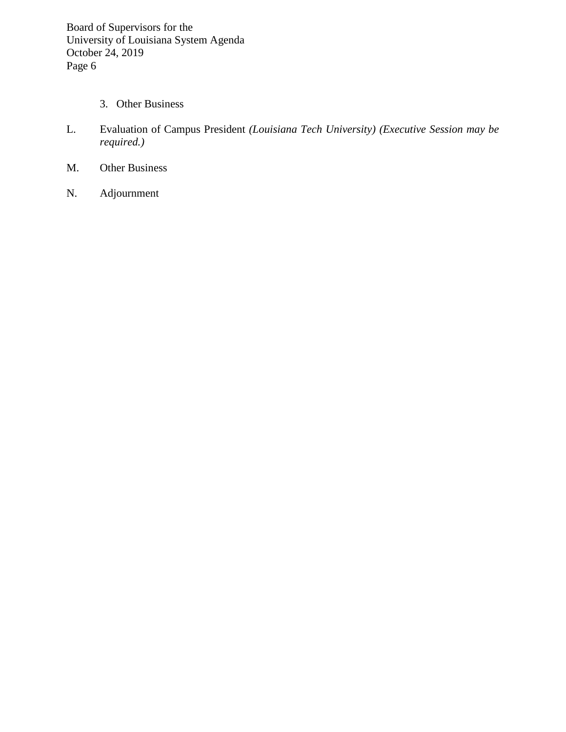3. Other Business

L. Evaluation of Campus President *(Louisiana Tech University) (Executive Session may be required.)*

M. Other Business

N. Adjournment